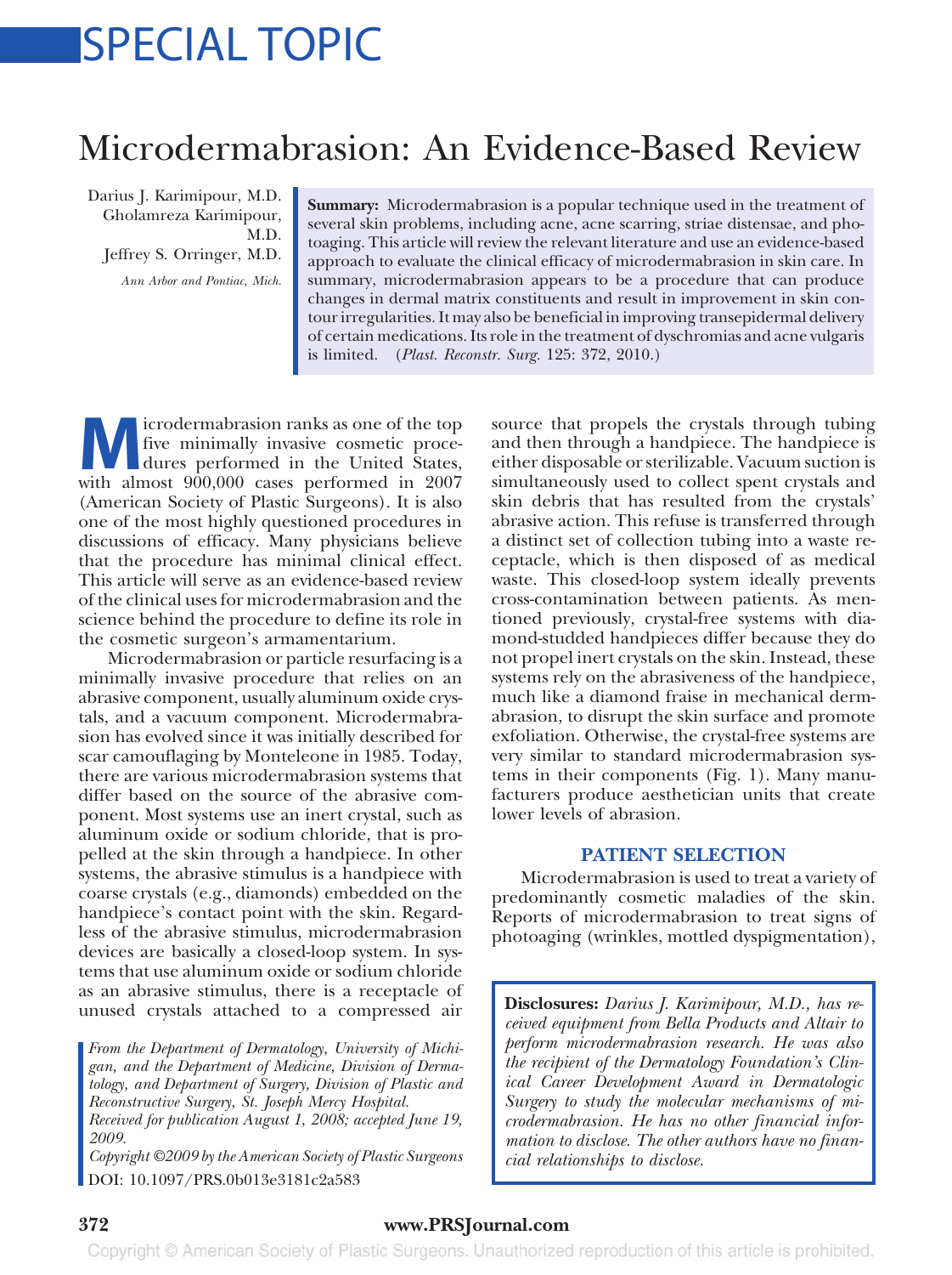# SPECIAL TOPIC

## Microdermabrasion: An Evidence-Based Review

Darius J. Karimipour, M.D.
Gholamreza Karimipour, M.D.
Jeffrey S. Orringer, M.D.

*Ann Arbor and Pontiac, Mich.*

**Summary:** Microdermabrasion is a popular technique used in the treatment of several skin problems, including acne, acne scarring, striae distensae, and photoaging. This article will review the relevant literature and use an evidence-based approach to evaluate the clinical efficacy of microdermabrasion in skin care. In summary, microdermabrasion appears to be a procedure that can produce changes in dermal matrix constituents and result in improvement in skin contour irregularities. It may also be beneficial in improving transepidermal delivery of certain medications. Its role in the treatment of dyschromias and acne vulgaris is limited. (*Plast. Reconstr. Surg.* 125: 372, 2010.)

Microdermabrasion ranks as one of the top five minimally invasive cosmetic procedures performed in the United States, with almost 900,000 cases performed in 2007 (American Society of Plastic Surgeons). It is also one of the most highly questioned procedures in discussions of efficacy. Many physicians believe that the procedure has minimal clinical effect. This article will serve as an evidence-based review of the clinical uses for microdermabrasion and the science behind the procedure to define its role in the cosmetic surgeon's armamentarium.

Microdermabrasion or particle resurfacing is a minimally invasive procedure that relies on an abrasive component, usually aluminum oxide crystals, and a vacuum component. Microdermabrasion has evolved since it was initially described for scar camouflaging by Monteleone in 1985. Today, there are various microdermabrasion systems that differ based on the source of the abrasive component. Most systems use an inert crystal, such as aluminum oxide or sodium chloride, that is propelled at the skin through a handpiece. In other systems, the abrasive stimulus is a handpiece with coarse crystals (e.g., diamonds) embedded on the handpiece's contact point with the skin. Regardless of the abrasive stimulus, microdermabrasion devices are basically a closed-loop system. In systems that use aluminum oxide or sodium chloride as an abrasive stimulus, there is a receptacle of unused crystals attached to a compressed air source that propels the crystals through tubing and then through a handpiece. The handpiece is either disposable or sterilizable. Vacuum suction is simultaneously used to collect spent crystals and skin debris that has resulted from the crystals' abrasive action. This refuse is transferred through a distinct set of collection tubing into a waste receptacle, which is then disposed of as medical waste. This closed-loop system ideally prevents cross-contamination between patients. As mentioned previously, crystal-free systems with diamond-studded handpieces differ because they do not propel inert crystals on the skin. Instead, these systems rely on the abrasiveness of the handpiece, much like a diamond fraise in mechanical dermabrasion, to disrupt the skin surface and promote exfoliation. Otherwise, the crystal-free systems are very similar to standard microdermabrasion systems in their components (Fig. 1). Many manufacturers produce aesthetician units that create lower levels of abrasion.

## PATIENT SELECTION

Microdermabrasion is used to treat a variety of predominantly cosmetic maladies of the skin. Reports of microdermabrasion to treat signs of photoaging (wrinkles, mottled dyspigmentation),

*From the Department of Dermatology, University of Michigan, and the Department of Medicine, Division of Dermatology, and Department of Surgery, Division of Plastic and Reconstructive Surgery, St. Joseph Mercy Hospital.*
*Received for publication August 1, 2008; accepted June 19, 2009.*
*Copyright ©2009 by the American Society of Plastic Surgeons*
DOI: 10.1097/PRS.0b013e3181c2a583

**Disclosures:** *Darius J. Karimipour, M.D., has received equipment from Bella Products and Altair to perform microdermabrasion research. He was also the recipient of the Dermatology Foundation's Clinical Career Development Award in Dermatologic Surgery to study the molecular mechanisms of microdermabrasion. He has no other financial information to disclose. The other authors have no financial relationships to disclose.*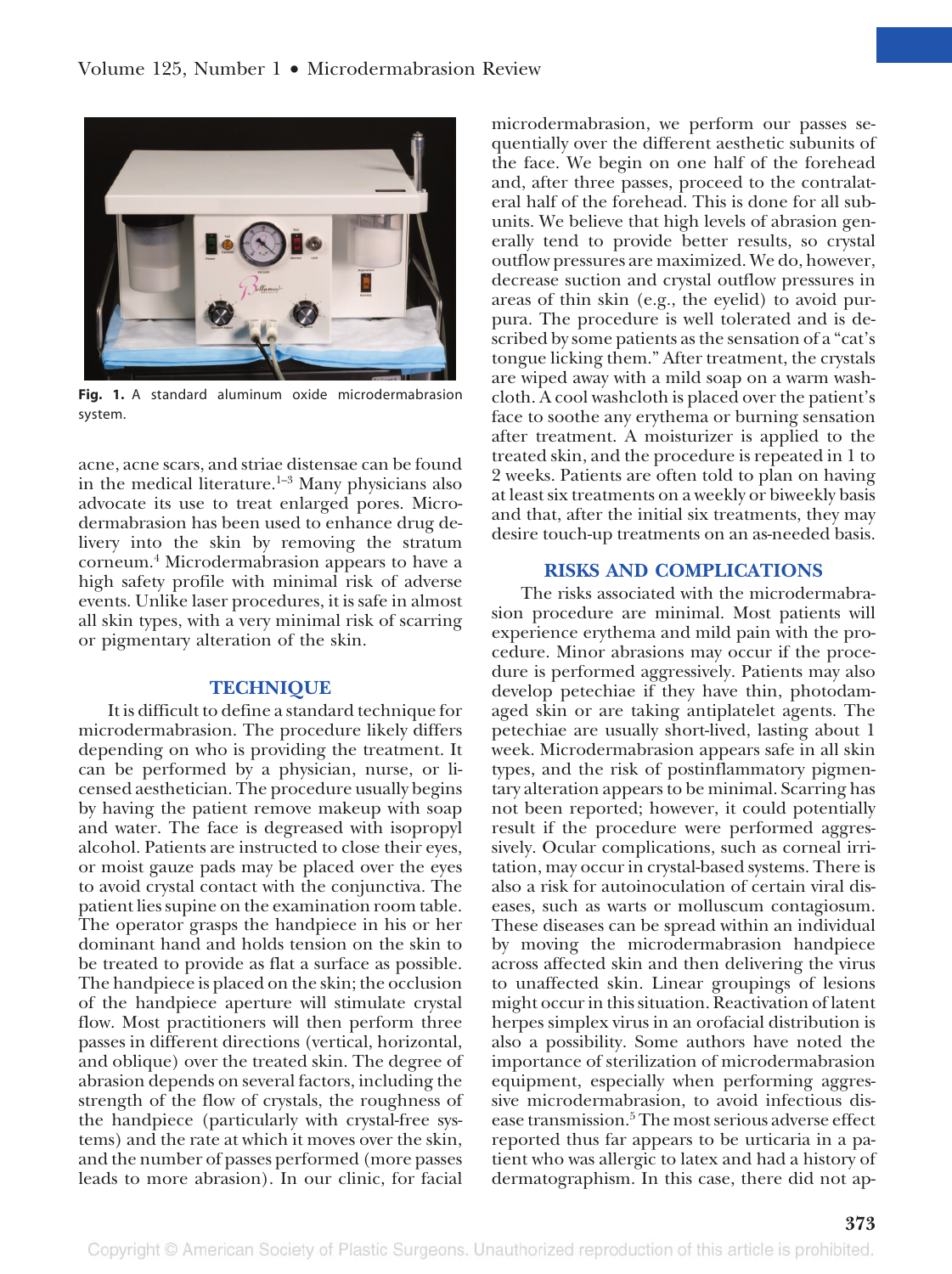Fig. 1. A standard aluminum oxide microdermabrasion system.

acne, acne scars, and striae distensae can be found in the medical literature.[1–3] Many physicians also advocate its use to treat enlarged pores. Microdermabrasion has been used to enhance drug delivery into the skin by removing the stratum corneum.[4] Microdermabrasion appears to have a high safety profile with minimal risk of adverse events. Unlike laser procedures, it is safe in almost all skin types, with a very minimal risk of scarring or pigmentary alteration of the skin.

## TECHNIQUE

It is difficult to define a standard technique for microdermabrasion. The procedure likely differs depending on who is providing the treatment. It can be performed by a physician, nurse, or licensed aesthetician. The procedure usually begins by having the patient remove makeup with soap and water. The face is degreased with isopropyl alcohol. Patients are instructed to close their eyes, or moist gauze pads may be placed over the eyes to avoid crystal contact with the conjunctiva. The patient lies supine on the examination room table. The operator grasps the handpiece in his or her dominant hand and holds tension on the skin to be treated to provide as flat a surface as possible. The handpiece is placed on the skin; the occlusion of the handpiece aperture will stimulate crystal flow. Most practitioners will then perform three passes in different directions (vertical, horizontal, and oblique) over the treated skin. The degree of abrasion depends on several factors, including the strength of the flow of crystals, the roughness of the handpiece (particularly with crystal-free systems) and the rate at which it moves over the skin, and the number of passes performed (more passes leads to more abrasion). In our clinic, for facial microdermabrasion, we perform our passes sequentially over the different aesthetic subunits of the face. We begin on one half of the forehead and, after three passes, proceed to the contralateral half of the forehead. This is done for all subunits. We believe that high levels of abrasion generally tend to provide better results, so crystal outflow pressures are maximized. We do, however, decrease suction and crystal outflow pressures in areas of thin skin (e.g., the eyelid) to avoid purpura. The procedure is well tolerated and is described by some patients as the sensation of a "cat's tongue licking them." After treatment, the crystals are wiped away with a mild soap on a warm washcloth. A cool washcloth is placed over the patient's face to soothe any erythema or burning sensation after treatment. A moisturizer is applied to the treated skin, and the procedure is repeated in 1 to 2 weeks. Patients are often told to plan on having at least six treatments on a weekly or biweekly basis and that, after the initial six treatments, they may desire touch-up treatments on an as-needed basis.

## RISKS AND COMPLICATIONS

The risks associated with the microdermabrasion procedure are minimal. Most patients will experience erythema and mild pain with the procedure. Minor abrasions may occur if the procedure is performed aggressively. Patients may also develop petechiae if they have thin, photodamaged skin or are taking antiplatelet agents. The petechiae are usually short-lived, lasting about 1 week. Microdermabrasion appears safe in all skin types, and the risk of postinflammatory pigmentary alteration appears to be minimal. Scarring has not been reported; however, it could potentially result if the procedure were performed aggressively. Ocular complications, such as corneal irritation, may occur in crystal-based systems. There is also a risk for autoinoculation of certain viral diseases, such as warts or molluscum contagiosum. These diseases can be spread within an individual by moving the microdermabrasion handpiece across affected skin and then delivering the virus to unaffected skin. Linear groupings of lesions might occur in this situation. Reactivation of latent herpes simplex virus in an orofacial distribution is also a possibility. Some authors have noted the importance of sterilization of microdermabrasion equipment, especially when performing aggressive microdermabrasion, to avoid infectious disease transmission.[5] The most serious adverse effect reported thus far appears to be urticaria in a patient who was allergic to latex and had a history of dermatographism. In this case, there did not ap-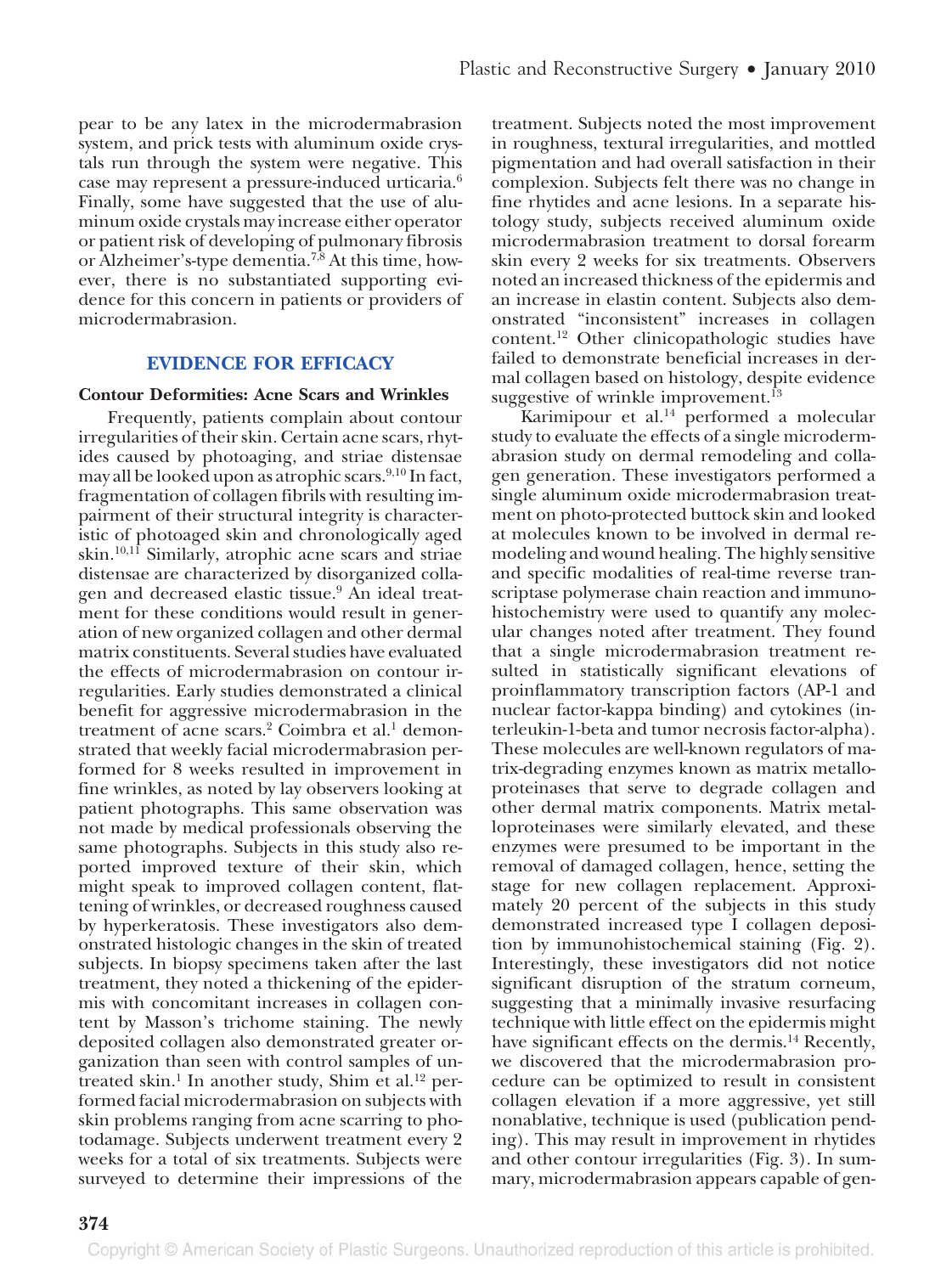pear to be any latex in the microdermabrasion system, and prick tests with aluminum oxide crystals run through the system were negative. This case may represent a pressure-induced urticaria.[6] Finally, some have suggested that the use of aluminum oxide crystals may increase either operator or patient risk of developing of pulmonary fibrosis or Alzheimer's-type dementia.[7,8] At this time, however, there is no substantiated supporting evidence for this concern in patients or providers of microdermabrasion.

## EVIDENCE FOR EFFICACY

### Contour Deformities: Acne Scars and Wrinkles

Frequently, patients complain about contour irregularities of their skin. Certain acne scars, rhytides caused by photoaging, and striae distensae may all be looked upon as atrophic scars.[9,10] In fact, fragmentation of collagen fibrils with resulting impairment of their structural integrity is characteristic of photoaged skin and chronologically aged skin.[10,11] Similarly, atrophic acne scars and striae distensae are characterized by disorganized collagen and decreased elastic tissue.[9] An ideal treatment for these conditions would result in generation of new organized collagen and other dermal matrix constituents. Several studies have evaluated the effects of microdermabrasion on contour irregularities. Early studies demonstrated a clinical benefit for aggressive microdermabrasion in the treatment of acne scars.[2] Coimbra et al.[1] demonstrated that weekly facial microdermabrasion performed for 8 weeks resulted in improvement in fine wrinkles, as noted by lay observers looking at patient photographs. This same observation was not made by medical professionals observing the same photographs. Subjects in this study also reported improved texture of their skin, which might speak to improved collagen content, flattening of wrinkles, or decreased roughness caused by hyperkeratosis. These investigators also demonstrated histologic changes in the skin of treated subjects. In biopsy specimens taken after the last treatment, they noted a thickening of the epidermis with concomitant increases in collagen content by Masson's trichome staining. The newly deposited collagen also demonstrated greater organization than seen with control samples of untreated skin.[1] In another study, Shim et al.[12] performed facial microdermabrasion on subjects with skin problems ranging from acne scarring to photodamage. Subjects underwent treatment every 2 weeks for a total of six treatments. Subjects were surveyed to determine their impressions of the treatment. Subjects noted the most improvement in roughness, textural irregularities, and mottled pigmentation and had overall satisfaction in their complexion. Subjects felt there was no change in fine rhytides and acne lesions. In a separate histology study, subjects received aluminum oxide microdermabrasion treatment to dorsal forearm skin every 2 weeks for six treatments. Observers noted an increased thickness of the epidermis and an increase in elastin content. Subjects also demonstrated "inconsistent" increases in collagen content.[12] Other clinicopathologic studies have failed to demonstrate beneficial increases in dermal collagen based on histology, despite evidence suggestive of wrinkle improvement.[13]

Karimipour et al.[14] performed a molecular study to evaluate the effects of a single microdermabrasion study on dermal remodeling and collagen generation. These investigators performed a single aluminum oxide microdermabrasion treatment on photo-protected buttock skin and looked at molecules known to be involved in dermal remodeling and wound healing. The highly sensitive and specific modalities of real-time reverse transcriptase polymerase chain reaction and immunohistochemistry were used to quantify any molecular changes noted after treatment. They found that a single microdermabrasion treatment resulted in statistically significant elevations of proinflammatory transcription factors (AP-1 and nuclear factor-kappa binding) and cytokines (interleukin-1-beta and tumor necrosis factor-alpha). These molecules are well-known regulators of matrix-degrading enzymes known as matrix metalloproteinases that serve to degrade collagen and other dermal matrix components. Matrix metalloproteinases were similarly elevated, and these enzymes were presumed to be important in the removal of damaged collagen, hence, setting the stage for new collagen replacement. Approximately 20 percent of the subjects in this study demonstrated increased type I collagen deposition by immunohistochemical staining (Fig. 2). Interestingly, these investigators did not notice significant disruption of the stratum corneum, suggesting that a minimally invasive resurfacing technique with little effect on the epidermis might have significant effects on the dermis.[14] Recently, we discovered that the microdermabrasion procedure can be optimized to result in consistent collagen elevation if a more aggressive, yet still nonablative, technique is used (publication pending). This may result in improvement in rhytides and other contour irregularities (Fig. 3). In summary, microdermabrasion appears capable of gen-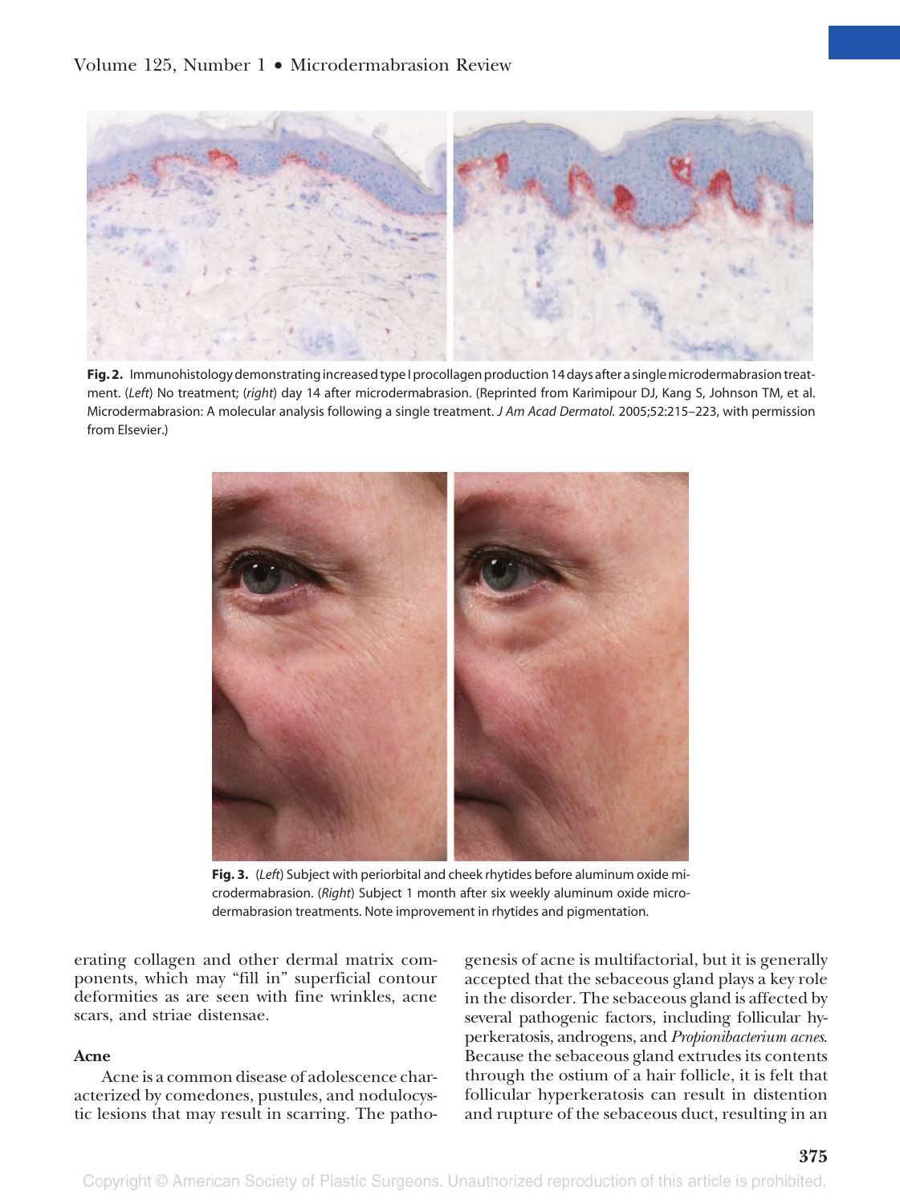**Fig. 2.** Immunohistology demonstrating increased type I procollagen production 14 days after a single microdermabrasion treatment. (*Left*) No treatment; (*right*) day 14 after microdermabrasion. (Reprinted from Karimipour DJ, Kang S, Johnson TM, et al. Microdermabrasion: A molecular analysis following a single treatment. *J Am Acad Dermatol.* 2005;52:215–223, with permission from Elsevier.)

**Fig. 3.** (*Left*) Subject with periorbital and cheek rhytides before aluminum oxide microdermabrasion. (*Right*) Subject 1 month after six weekly aluminum oxide microdermabrasion treatments. Note improvement in rhytides and pigmentation.

erating collagen and other dermal matrix components, which may "fill in" superficial contour deformities as are seen with fine wrinkles, acne scars, and striae distensae.

### Acne

Acne is a common disease of adolescence characterized by comedones, pustules, and nodulocystic lesions that may result in scarring. The pathogenesis of acne is multifactorial, but it is generally accepted that the sebaceous gland plays a key role in the disorder. The sebaceous gland is affected by several pathogenic factors, including follicular hyperkeratosis, androgens, and *Propionibacterium acnes*. Because the sebaceous gland extrudes its contents through the ostium of a hair follicle, it is felt that follicular hyperkeratosis can result in distention and rupture of the sebaceous duct, resulting in an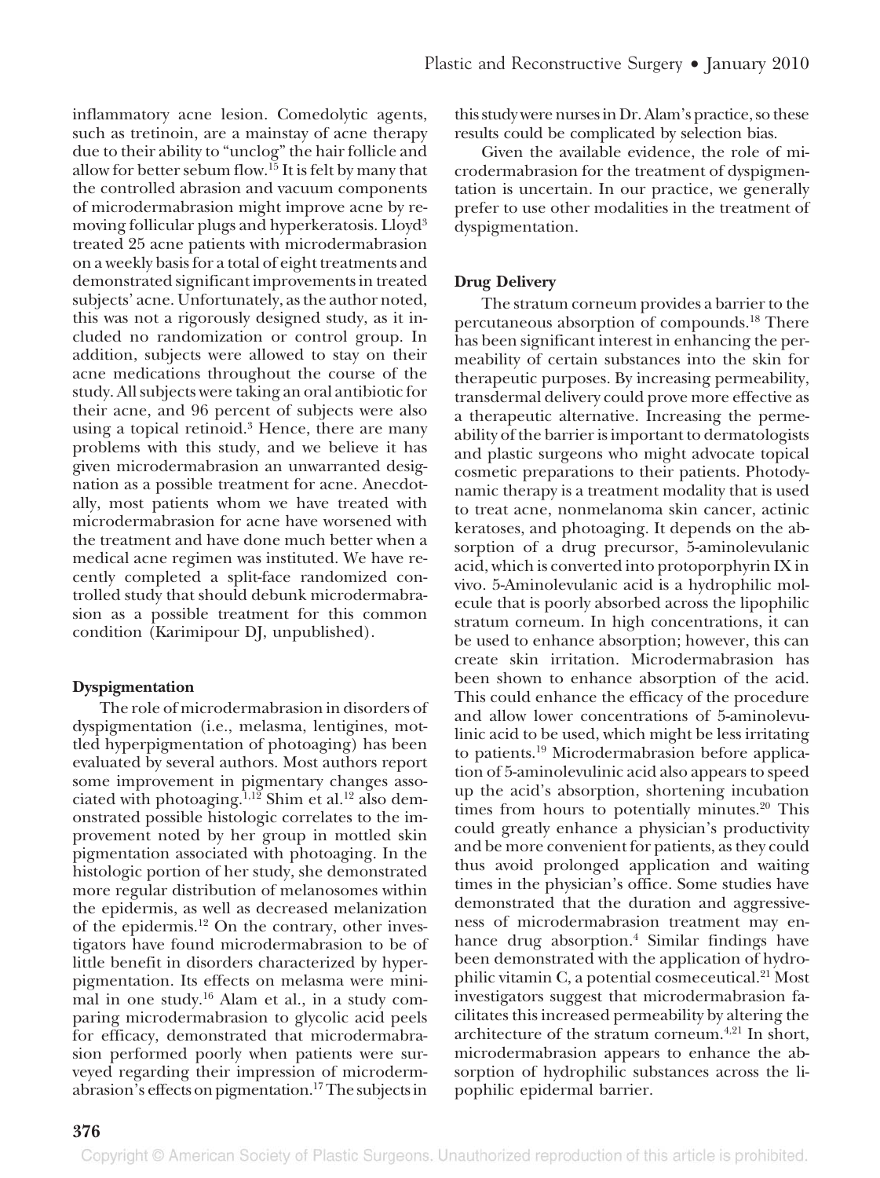inflammatory acne lesion. Comedolytic agents, such as tretinoin, are a mainstay of acne therapy due to their ability to "unclog" the hair follicle and allow for better sebum flow.[15] It is felt by many that the controlled abrasion and vacuum components of microdermabrasion might improve acne by removing follicular plugs and hyperkeratosis. Lloyd[3] treated 25 acne patients with microdermabrasion on a weekly basis for a total of eight treatments and demonstrated significant improvements in treated subjects' acne. Unfortunately, as the author noted, this was not a rigorously designed study, as it included no randomization or control group. In addition, subjects were allowed to stay on their acne medications throughout the course of the study. All subjects were taking an oral antibiotic for their acne, and 96 percent of subjects were also using a topical retinoid.[3] Hence, there are many problems with this study, and we believe it has given microdermabrasion an unwarranted designation as a possible treatment for acne. Anecdotally, most patients whom we have treated with microdermabrasion for acne have worsened with the treatment and have done much better when a medical acne regimen was instituted. We have recently completed a split-face randomized controlled study that should debunk microdermabrasion as a possible treatment for this common condition (Karimipour DJ, unpublished).

### Dyspigmentation

The role of microdermabrasion in disorders of dyspigmentation (i.e., melasma, lentigines, mottled hyperpigmentation of photoaging) has been evaluated by several authors. Most authors report some improvement in pigmentary changes associated with photoaging.[1,12] Shim et al.[12] also demonstrated possible histologic correlates to the improvement noted by her group in mottled skin pigmentation associated with photoaging. In the histologic portion of her study, she demonstrated more regular distribution of melanosomes within the epidermis, as well as decreased melanization of the epidermis.[12] On the contrary, other investigators have found microdermabrasion to be of little benefit in disorders characterized by hyperpigmentation. Its effects on melasma were minimal in one study.[16] Alam et al., in a study comparing microdermabrasion to glycolic acid peels for efficacy, demonstrated that microdermabrasion performed poorly when patients were surveyed regarding their impression of microdermabrasion's effects on pigmentation.[17] The subjects in this study were nurses in Dr. Alam's practice, so these results could be complicated by selection bias.

Given the available evidence, the role of microdermabrasion for the treatment of dyspigmentation is uncertain. In our practice, we generally prefer to use other modalities in the treatment of dyspigmentation.

### Drug Delivery

The stratum corneum provides a barrier to the percutaneous absorption of compounds.[18] There has been significant interest in enhancing the permeability of certain substances into the skin for therapeutic purposes. By increasing permeability, transdermal delivery could prove more effective as a therapeutic alternative. Increasing the permeability of the barrier is important to dermatologists and plastic surgeons who might advocate topical cosmetic preparations to their patients. Photodynamic therapy is a treatment modality that is used to treat acne, nonmelanoma skin cancer, actinic keratoses, and photoaging. It depends on the absorption of a drug precursor, 5-aminolevulanic acid, which is converted into protoporphyrin IX in vivo. 5-Aminolevulanic acid is a hydrophilic molecule that is poorly absorbed across the lipophilic stratum corneum. In high concentrations, it can be used to enhance absorption; however, this can create skin irritation. Microdermabrasion has been shown to enhance absorption of the acid. This could enhance the efficacy of the procedure and allow lower concentrations of 5-aminolevulinic acid to be used, which might be less irritating to patients.[19] Microdermabrasion before application of 5-aminolevulinic acid also appears to speed up the acid's absorption, shortening incubation times from hours to potentially minutes.[20] This could greatly enhance a physician's productivity and be more convenient for patients, as they could thus avoid prolonged application and waiting times in the physician's office. Some studies have demonstrated that the duration and aggressiveness of microdermabrasion treatment may enhance drug absorption.[4] Similar findings have been demonstrated with the application of hydrophilic vitamin C, a potential cosmeceutical.[21] Most investigators suggest that microdermabrasion facilitates this increased permeability by altering the architecture of the stratum corneum.[4,21] In short, microdermabrasion appears to enhance the absorption of hydrophilic substances across the lipophilic epidermal barrier.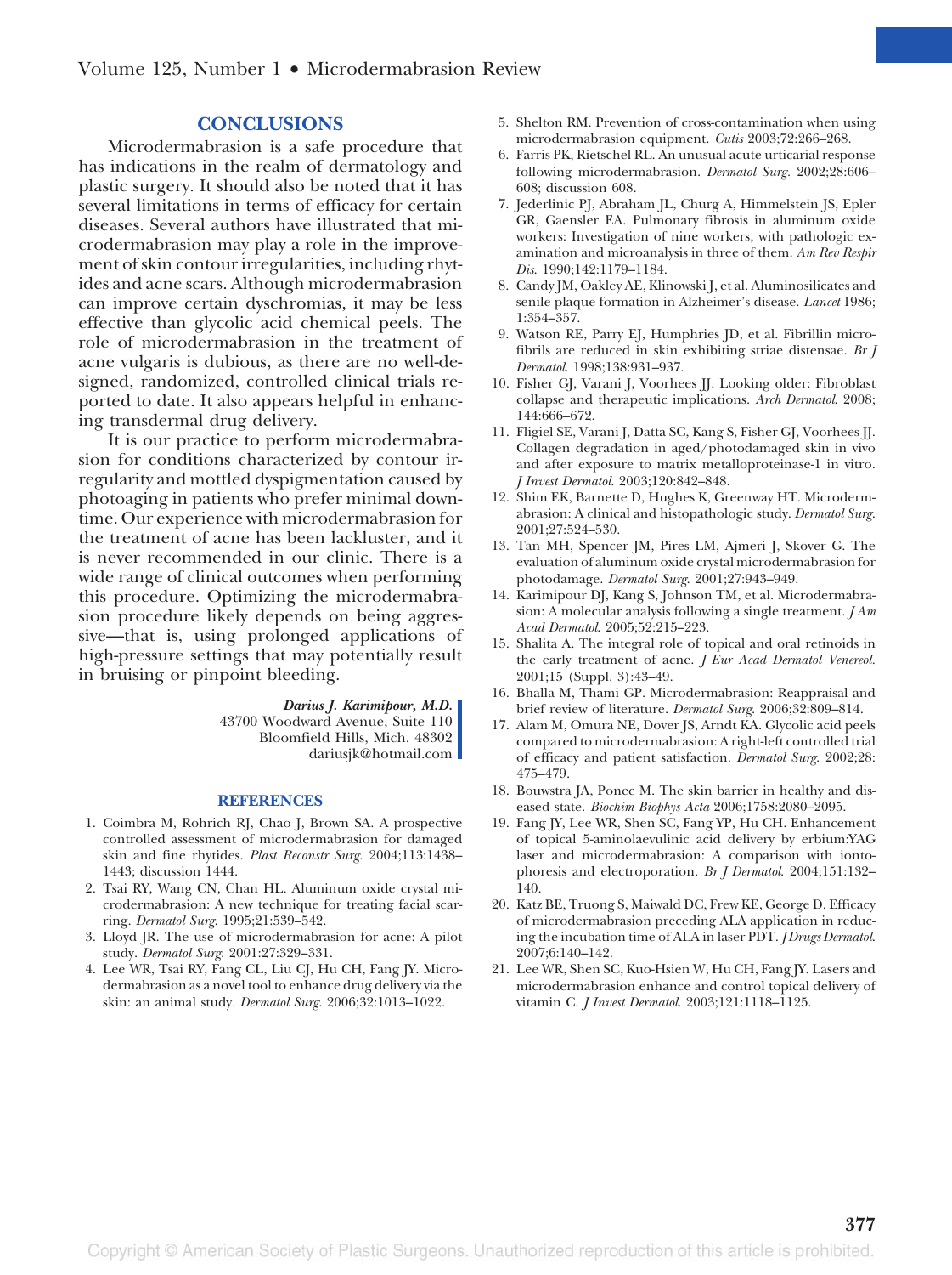## CONCLUSIONS

Microdermabrasion is a safe procedure that has indications in the realm of dermatology and plastic surgery. It should also be noted that it has several limitations in terms of efficacy for certain diseases. Several authors have illustrated that microdermabrasion may play a role in the improvement of skin contour irregularities, including rhytides and acne scars. Although microdermabrasion can improve certain dyschromias, it may be less effective than glycolic acid chemical peels. The role of microdermabrasion in the treatment of acne vulgaris is dubious, as there are no well-designed, randomized, controlled clinical trials reported to date. It also appears helpful in enhancing transdermal drug delivery.

It is our practice to perform microdermabrasion for conditions characterized by contour irregularity and mottled dyspigmentation caused by photoaging in patients who prefer minimal downtime. Our experience with microdermabrasion for the treatment of acne has been lackluster, and it is never recommended in our clinic. There is a wide range of clinical outcomes when performing this procedure. Optimizing the microdermabrasion procedure likely depends on being aggressive—that is, using prolonged applications of high-pressure settings that may potentially result in bruising or pinpoint bleeding.

***Darius J. Karimipour, M.D.***
43700 Woodward Avenue, Suite 110
Bloomfield Hills, Mich. 48302
dariusjk@hotmail.com

### REFERENCES

1. Coimbra M, Rohrich RJ, Chao J, Brown SA. A prospective controlled assessment of microdermabrasion for damaged skin and fine rhytides. *Plast Reconstr Surg.* 2004;113:1438–1443; discussion 1444.
2. Tsai RY, Wang CN, Chan HL. Aluminum oxide crystal microdermabrasion: A new technique for treating facial scarring. *Dermatol Surg.* 1995;21:539–542.
3. Lloyd JR. The use of microdermabrasion for acne: A pilot study. *Dermatol Surg.* 2001:27:329–331.
4. Lee WR, Tsai RY, Fang CL, Liu CJ, Hu CH, Fang JY. Microdermabrasion as a novel tool to enhance drug delivery via the skin: an animal study. *Dermatol Surg.* 2006;32:1013–1022.
5. Shelton RM. Prevention of cross-contamination when using microdermabrasion equipment. *Cutis* 2003;72:266–268.
6. Farris PK, Rietschel RL. An unusual acute urticarial response following microdermabrasion. *Dermatol Surg.* 2002;28:606–608; discussion 608.
7. Jederlinic PJ, Abraham JL, Churg A, Himmelstein JS, Epler GR, Gaensler EA. Pulmonary fibrosis in aluminum oxide workers: Investigation of nine workers, with pathologic examination and microanalysis in three of them. *Am Rev Respir Dis.* 1990;142:1179–1184.
8. Candy JM, Oakley AE, Klinowski J, et al. Aluminosilicates and senile plaque formation in Alzheimer's disease. *Lancet* 1986; 1:354–357.
9. Watson RE, Parry EJ, Humphries JD, et al. Fibrillin microfibrils are reduced in skin exhibiting striae distensae. *Br J Dermatol.* 1998;138:931–937.
10. Fisher GJ, Varani J, Voorhees JJ. Looking older: Fibroblast collapse and therapeutic implications. *Arch Dermatol.* 2008; 144:666–672.
11. Fligiel SE, Varani J, Datta SC, Kang S, Fisher GJ, Voorhees JJ. Collagen degradation in aged/photodamaged skin in vivo and after exposure to matrix metalloproteinase-1 in vitro. *J Invest Dermatol.* 2003;120:842–848.
12. Shim EK, Barnette D, Hughes K, Greenway HT. Microdermabrasion: A clinical and histopathologic study. *Dermatol Surg.* 2001;27:524–530.
13. Tan MH, Spencer JM, Pires LM, Ajmeri J, Skover G. The evaluation of aluminum oxide crystal microdermabrasion for photodamage. *Dermatol Surg.* 2001;27:943–949.
14. Karimipour DJ, Kang S, Johnson TM, et al. Microdermabrasion: A molecular analysis following a single treatment. *J Am Acad Dermatol.* 2005;52:215–223.
15. Shalita A. The integral role of topical and oral retinoids in the early treatment of acne. *J Eur Acad Dermatol Venereol.* 2001;15 (Suppl. 3):43–49.
16. Bhalla M, Thami GP. Microdermabrasion: Reappraisal and brief review of literature. *Dermatol Surg.* 2006;32:809–814.
17. Alam M, Omura NE, Dover JS, Arndt KA. Glycolic acid peels compared to microdermabrasion: A right-left controlled trial of efficacy and patient satisfaction. *Dermatol Surg.* 2002;28: 475–479.
18. Bouwstra JA, Ponec M. The skin barrier in healthy and diseased state. *Biochim Biophys Acta* 2006;1758:2080–2095.
19. Fang JY, Lee WR, Shen SC, Fang YP, Hu CH. Enhancement of topical 5-aminolaevulinic acid delivery by erbium:YAG laser and microdermabrasion: A comparison with iontophoresis and electroporation. *Br J Dermatol.* 2004;151:132–140.
20. Katz BE, Truong S, Maiwald DC, Frew KE, George D. Efficacy of microdermabrasion preceding ALA application in reducing the incubation time of ALA in laser PDT. *J Drugs Dermatol.* 2007;6:140–142.
21. Lee WR, Shen SC, Kuo-Hsien W, Hu CH, Fang JY. Lasers and microdermabrasion enhance and control topical delivery of vitamin C. *J Invest Dermatol.* 2003;121:1118–1125.